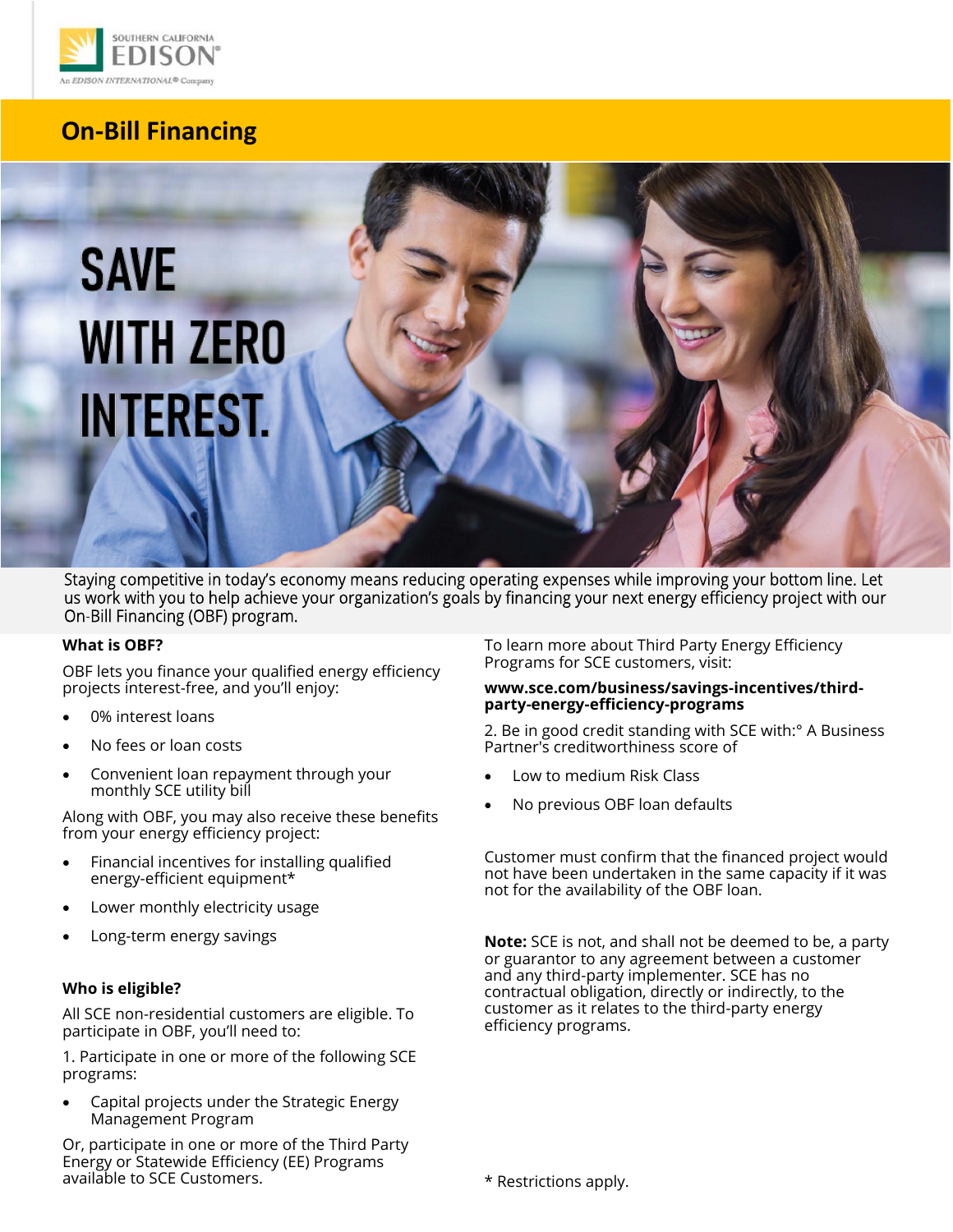SOUTHERN CALIFORNIA EDISON

An EDISON INTERNATIONAL® Company

# On-Bill Financing

SAVE WITH ZERO INTEREST.

Staying competitive in today's economy means reducing operating expenses while improving your bottom line. Let us work with you to help achieve your organization's goals by financing your next energy efficiency project with our On-Bill Financing (OBF) program.

### What is OBF?

OBF lets you finance your qualified energy efficiency projects interest-free, and you'll enjoy:

- 0% interest loans
- No fees or loan costs
- Convenient loan repayment through your monthly SCE utility bill

Along with OBF, you may also receive these benefits from your energy efficiency project:

- Financial incentives for installing qualified energy-efficient equipment*
- Lower monthly electricity usage
- Long-term energy savings

### Who is eligible?

All SCE non-residential customers are eligible. To participate in OBF, you'll need to:

1. Participate in one or more of the following SCE programs:

- Capital projects under the Strategic Energy Management Program

Or, participate in one or more of the Third Party Energy or Statewide Efficiency (EE) Programs available to SCE Customers.

To learn more about Third Party Energy Efficiency Programs for SCE customers, visit:

**www.sce.com/business/savings-incentives/third-party-energy-efficiency-programs**

2. Be in good credit standing with SCE with:° A Business Partner's creditworthiness score of

- Low to medium Risk Class
- No previous OBF loan defaults

Customer must confirm that the financed project would not have been undertaken in the same capacity if it was not for the availability of the OBF loan.

**Note:** SCE is not, and shall not be deemed to be, a party or guarantor to any agreement between a customer and any third-party implementer. SCE has no contractual obligation, directly or indirectly, to the customer as it relates to the third-party energy efficiency programs.

* Restrictions apply.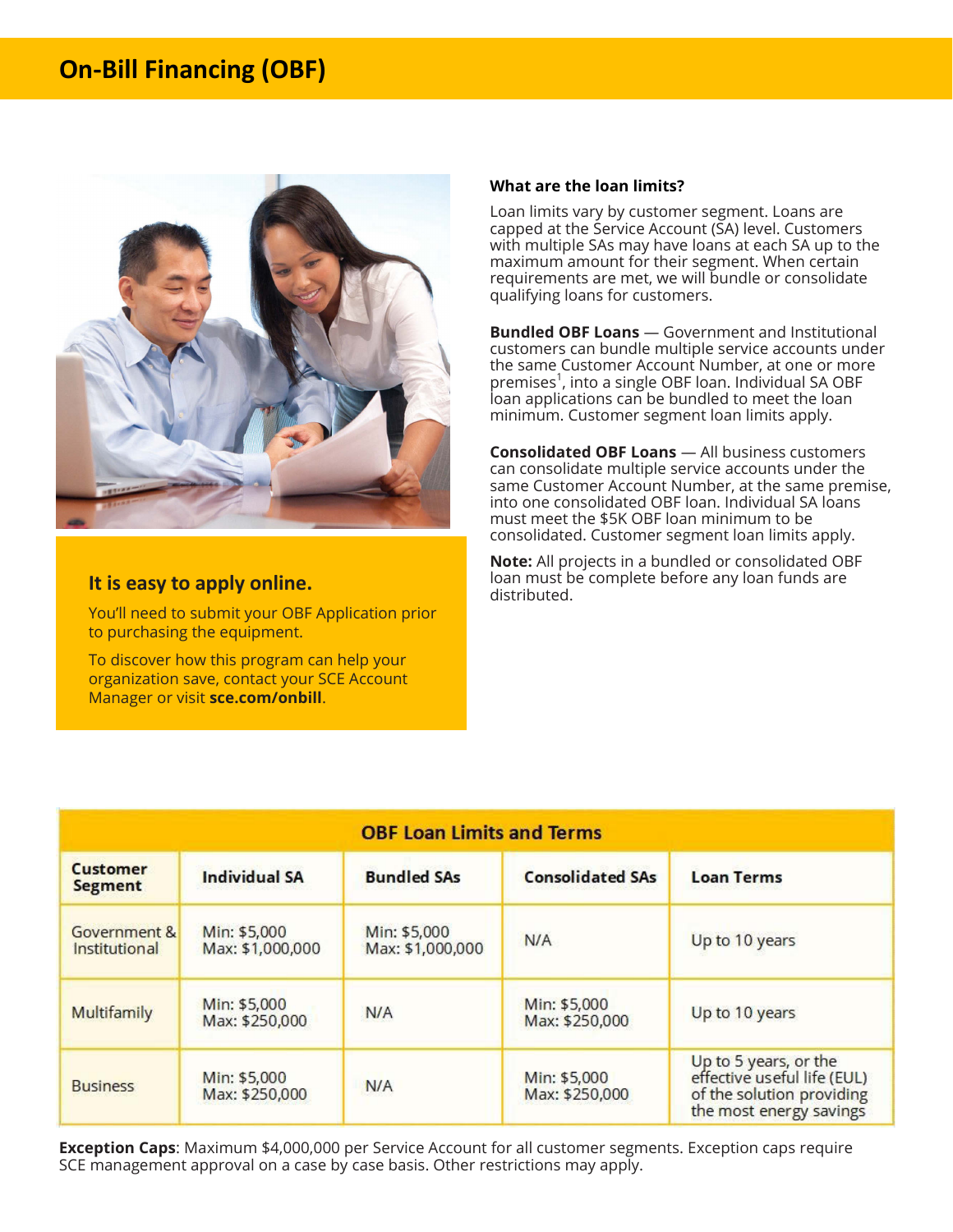## On-Bill Financing (OBF)

### It is easy to apply online.

You'll need to submit your OBF Application prior to purchasing the equipment.

To discover how this program can help your organization save, contact your SCE Account Manager or visit **sce.com/onbill**.

### What are the loan limits?

Loan limits vary by customer segment. Loans are capped at the Service Account (SA) level. Customers with multiple SAs may have loans at each SA up to the maximum amount for their segment. When certain requirements are met, we will bundle or consolidate qualifying loans for customers.

**Bundled OBF Loans** — Government and Institutional customers can bundle multiple service accounts under the same Customer Account Number, at one or more premises[1], into a single OBF loan. Individual SA OBF loan applications can be bundled to meet the loan minimum. Customer segment loan limits apply.

**Consolidated OBF Loans** — All business customers can consolidate multiple service accounts under the same Customer Account Number, at the same premise, into one consolidated OBF loan. Individual SA loans must meet the $5K OBF loan minimum to be consolidated. Customer segment loan limits apply.

**Note:** All projects in a bundled or consolidated OBF loan must be complete before any loan funds are distributed.

**OBF Loan Limits and Terms**

| Customer Segment | Individual SA | Bundled SAs | Consolidated SAs | Loan Terms |
|---|---|---|---|---|
| Government & Institutional | Min: $5,000<br>Max: $1,000,000 | Min: $5,000<br>Max: $1,000,000 | N/A | Up to 10 years |
| Multifamily | Min: $5,000<br>Max: $250,000 | N/A | Min: $5,000<br>Max: $250,000 | Up to 10 years |
| Business | Min: $5,000<br>Max: $250,000 | N/A | Min: $5,000<br>Max: $250,000 | Up to 5 years, or the effective useful life (EUL) of the solution providing the most energy savings |

**Exception Caps**: Maximum $4,000,000 per Service Account for all customer segments. Exception caps require SCE management approval on a case by case basis. Other restrictions may apply.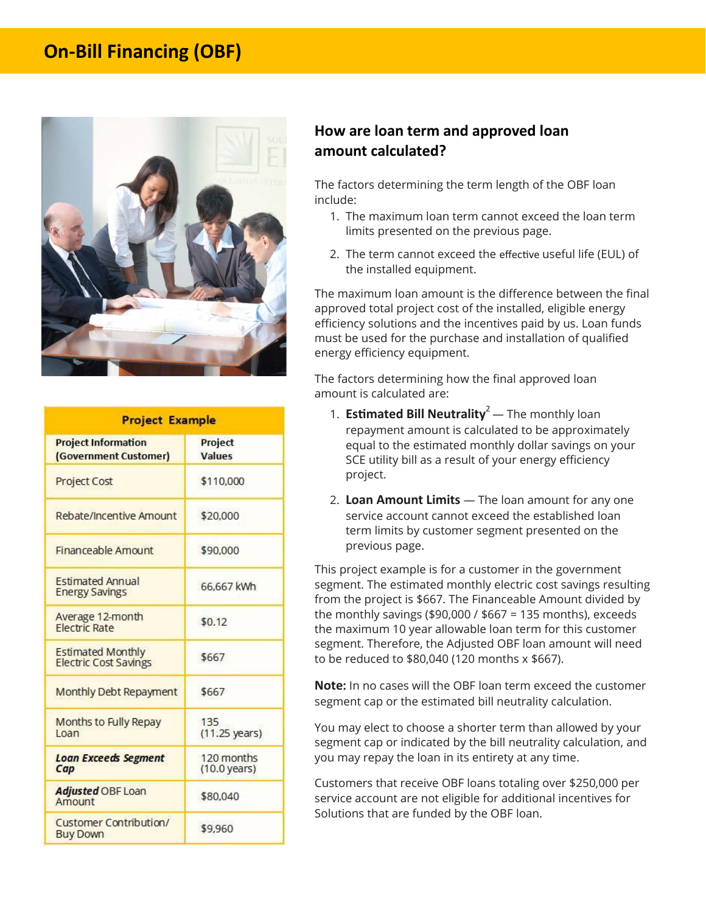# On-Bill Financing (OBF)

| Project Example | |
|---|---|
| **Project Information (Government Customer)** | **Project Values** |
| Project Cost | $110,000 |
| Rebate/Incentive Amount | $20,000 |
| Financeable Amount | $90,000 |
| Estimated Annual Energy Savings | 66,667 kWh |
| Average 12-month Electric Rate | $0.12 |
| Estimated Monthly Electric Cost Savings | $667 |
| Monthly Debt Repayment | $667 |
| Months to Fully Repay Loan | 135 (11.25 years) |
| ***Loan Exceeds Segment Cap*** | 120 months (10.0 years) |
| ***Adjusted*** OBF Loan Amount | $80,040 |
| Customer Contribution/ Buy Down | $9,960 |

## How are loan term and approved loan amount calculated?

The factors determining the term length of the OBF loan include:

1. The maximum loan term cannot exceed the loan term limits presented on the previous page.
2. The term cannot exceed the effective useful life (EUL) of the installed equipment.

The maximum loan amount is the difference between the final approved total project cost of the installed, eligible energy efficiency solutions and the incentives paid by us. Loan funds must be used for the purchase and installation of qualified energy efficiency equipment.

The factors determining how the final approved loan amount is calculated are:

1. **Estimated Bill Neutrality**[2] — The monthly loan repayment amount is calculated to be approximately equal to the estimated monthly dollar savings on your SCE utility bill as a result of your energy efficiency project.
2. **Loan Amount Limits** — The loan amount for any one service account cannot exceed the established loan term limits by customer segment presented on the previous page.

This project example is for a customer in the government segment. The estimated monthly electric cost savings resulting from the project is $667. The Financeable Amount divided by the monthly savings ($90,000 / $667 = 135 months), exceeds the maximum 10 year allowable loan term for this customer segment. Therefore, the Adjusted OBF loan amount will need to be reduced to $80,040 (120 months x $667).

**Note:** In no cases will the OBF loan term exceed the customer segment cap or the estimated bill neutrality calculation.

You may elect to choose a shorter term than allowed by your segment cap or indicated by the bill neutrality calculation, and you may repay the loan in its entirety at any time.

Customers that receive OBF loans totaling over $250,000 per service account are not eligible for additional incentives for Solutions that are funded by the OBF loan.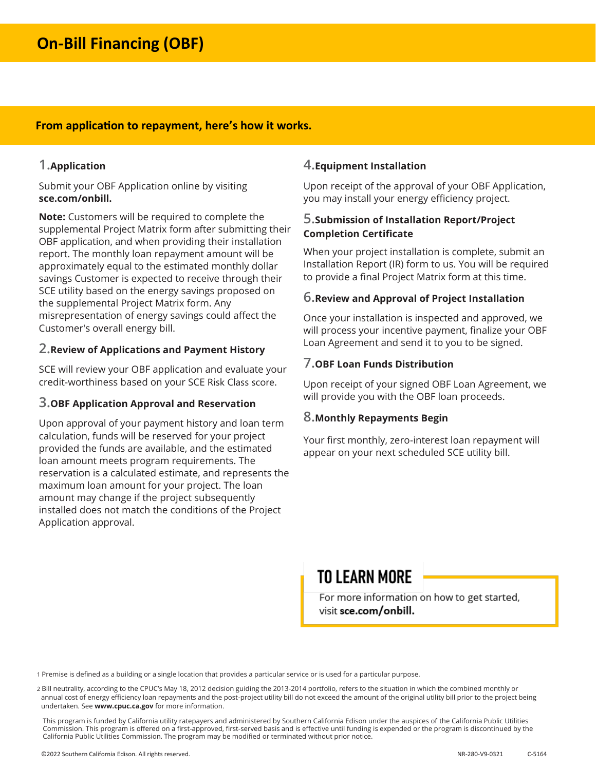# On-Bill Financing (OBF)

## From application to repayment, here's how it works.

### 1. Application

Submit your OBF Application online by visiting **sce.com/onbill.**

**Note:** Customers will be required to complete the supplemental Project Matrix form after submitting their OBF application, and when providing their installation report. The monthly loan repayment amount will be approximately equal to the estimated monthly dollar savings Customer is expected to receive through their SCE utility based on the energy savings proposed on the supplemental Project Matrix form. Any misrepresentation of energy savings could affect the Customer's overall energy bill.

### 2. Review of Applications and Payment History

SCE will review your OBF application and evaluate your credit-worthiness based on your SCE Risk Class score.

### 3. OBF Application Approval and Reservation

Upon approval of your payment history and loan term calculation, funds will be reserved for your project provided the funds are available, and the estimated loan amount meets program requirements. The reservation is a calculated estimate, and represents the maximum loan amount for your project. The loan amount may change if the project subsequently installed does not match the conditions of the Project Application approval.

### 4. Equipment Installation

Upon receipt of the approval of your OBF Application, you may install your energy efficiency project.

### 5. Submission of Installation Report/Project Completion Certificate

When your project installation is complete, submit an Installation Report (IR) form to us. You will be required to provide a final Project Matrix form at this time.

### 6. Review and Approval of Project Installation

Once your installation is inspected and approved, we will process your incentive payment, finalize your OBF Loan Agreement and send it to you to be signed.

### 7. OBF Loan Funds Distribution

Upon receipt of your signed OBF Loan Agreement, we will provide you with the OBF loan proceeds.

### 8. Monthly Repayments Begin

Your first monthly, zero-interest loan repayment will appear on your next scheduled SCE utility bill.

## TO LEARN MORE

For more information on how to get started, visit **sce.com/onbill.**

---

1 Premise is defined as a building or a single location that provides a particular service or is used for a particular purpose.

2 Bill neutrality, according to the CPUC's May 18, 2012 decision guiding the 2013-2014 portfolio, refers to the situation in which the combined monthly or annual cost of energy efficiency loan repayments and the post-project utility bill do not exceed the amount of the original utility bill prior to the project being undertaken. See **www.cpuc.ca.gov** for more information.

This program is funded by California utility ratepayers and administered by Southern California Edison under the auspices of the California Public Utilities Commission. This program is offered on a first-approved, first-served basis and is effective until funding is expended or the program is discontinued by the California Public Utilities Commission. The program may be modified or terminated without prior notice.

©2022 Southern California Edison. All rights reserved.

NR-280-V9-0321 C-5164